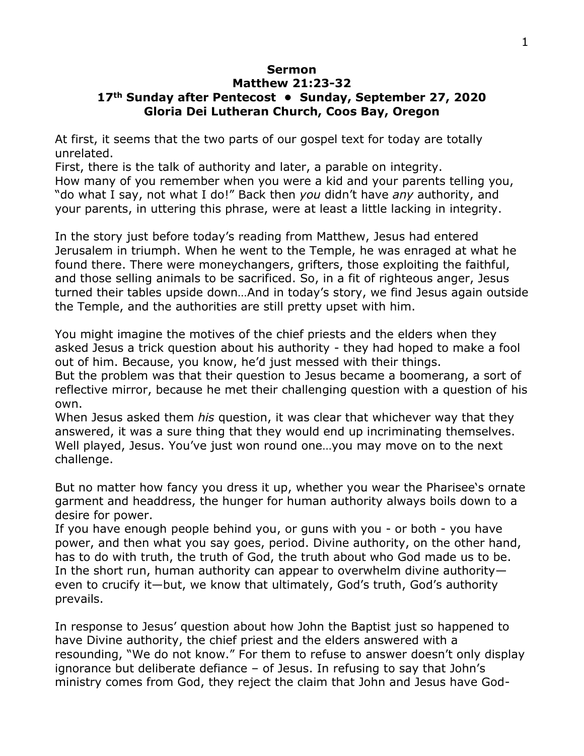**Sermon**
**Matthew 21:23-32**
**17th Sunday after Pentecost • Sunday, September 27, 2020**
**Gloria Dei Lutheran Church, Coos Bay, Oregon**

At first, it seems that the two parts of our gospel text for today are totally unrelated.
First, there is the talk of authority and later, a parable on integrity.
How many of you remember when you were a kid and your parents telling you, "do what I say, not what I do!" Back then *you* didn't have *any* authority, and your parents, in uttering this phrase, were at least a little lacking in integrity.

In the story just before today's reading from Matthew, Jesus had entered Jerusalem in triumph. When he went to the Temple, he was enraged at what he found there. There were moneychangers, grifters, those exploiting the faithful, and those selling animals to be sacrificed. So, in a fit of righteous anger, Jesus turned their tables upside down…And in today's story, we find Jesus again outside the Temple, and the authorities are still pretty upset with him.

You might imagine the motives of the chief priests and the elders when they asked Jesus a trick question about his authority - they had hoped to make a fool out of him. Because, you know, he'd just messed with their things.
But the problem was that their question to Jesus became a boomerang, a sort of reflective mirror, because he met their challenging question with a question of his own.
When Jesus asked them *his* question, it was clear that whichever way that they answered, it was a sure thing that they would end up incriminating themselves. Well played, Jesus. You've just won round one…you may move on to the next challenge.

But no matter how fancy you dress it up, whether you wear the Pharisee's ornate garment and headdress, the hunger for human authority always boils down to a desire for power.
If you have enough people behind you, or guns with you - or both - you have power, and then what you say goes, period. Divine authority, on the other hand, has to do with truth, the truth of God, the truth about who God made us to be. In the short run, human authority can appear to overwhelm divine authority—even to crucify it—but, we know that ultimately, God's truth, God's authority prevails.

In response to Jesus' question about how John the Baptist just so happened to have Divine authority, the chief priest and the elders answered with a resounding, "We do not know." For them to refuse to answer doesn't only display ignorance but deliberate defiance – of Jesus. In refusing to say that John's ministry comes from God, they reject the claim that John and Jesus have God-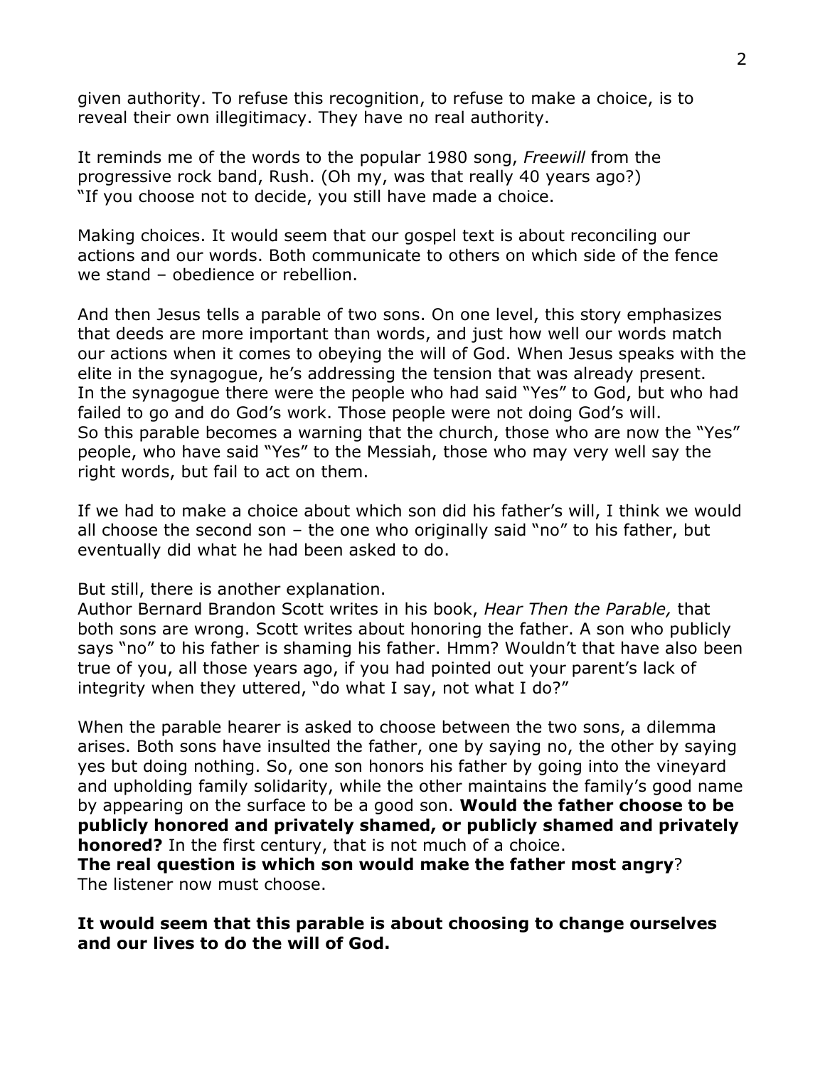given authority. To refuse this recognition, to refuse to make a choice, is to reveal their own illegitimacy. They have no real authority.

It reminds me of the words to the popular 1980 song, *Freewill* from the progressive rock band, Rush. (Oh my, was that really 40 years ago?) "If you choose not to decide, you still have made a choice.

Making choices. It would seem that our gospel text is about reconciling our actions and our words. Both communicate to others on which side of the fence we stand – obedience or rebellion.

And then Jesus tells a parable of two sons. On one level, this story emphasizes that deeds are more important than words, and just how well our words match our actions when it comes to obeying the will of God. When Jesus speaks with the elite in the synagogue, he's addressing the tension that was already present. In the synagogue there were the people who had said "Yes" to God, but who had failed to go and do God's work. Those people were not doing God's will. So this parable becomes a warning that the church, those who are now the "Yes" people, who have said "Yes" to the Messiah, those who may very well say the right words, but fail to act on them.

If we had to make a choice about which son did his father's will, I think we would all choose the second son – the one who originally said "no" to his father, but eventually did what he had been asked to do.

But still, there is another explanation.
Author Bernard Brandon Scott writes in his book, *Hear Then the Parable,* that both sons are wrong. Scott writes about honoring the father. A son who publicly says "no" to his father is shaming his father. Hmm? Wouldn't that have also been true of you, all those years ago, if you had pointed out your parent's lack of integrity when they uttered, "do what I say, not what I do?"

When the parable hearer is asked to choose between the two sons, a dilemma arises. Both sons have insulted the father, one by saying no, the other by saying yes but doing nothing. So, one son honors his father by going into the vineyard and upholding family solidarity, while the other maintains the family's good name by appearing on the surface to be a good son. **Would the father choose to be publicly honored and privately shamed, or publicly shamed and privately honored?** In the first century, that is not much of a choice.
**The real question is which son would make the father most angry**?
The listener now must choose.

**It would seem that this parable is about choosing to change ourselves and our lives to do the will of God.**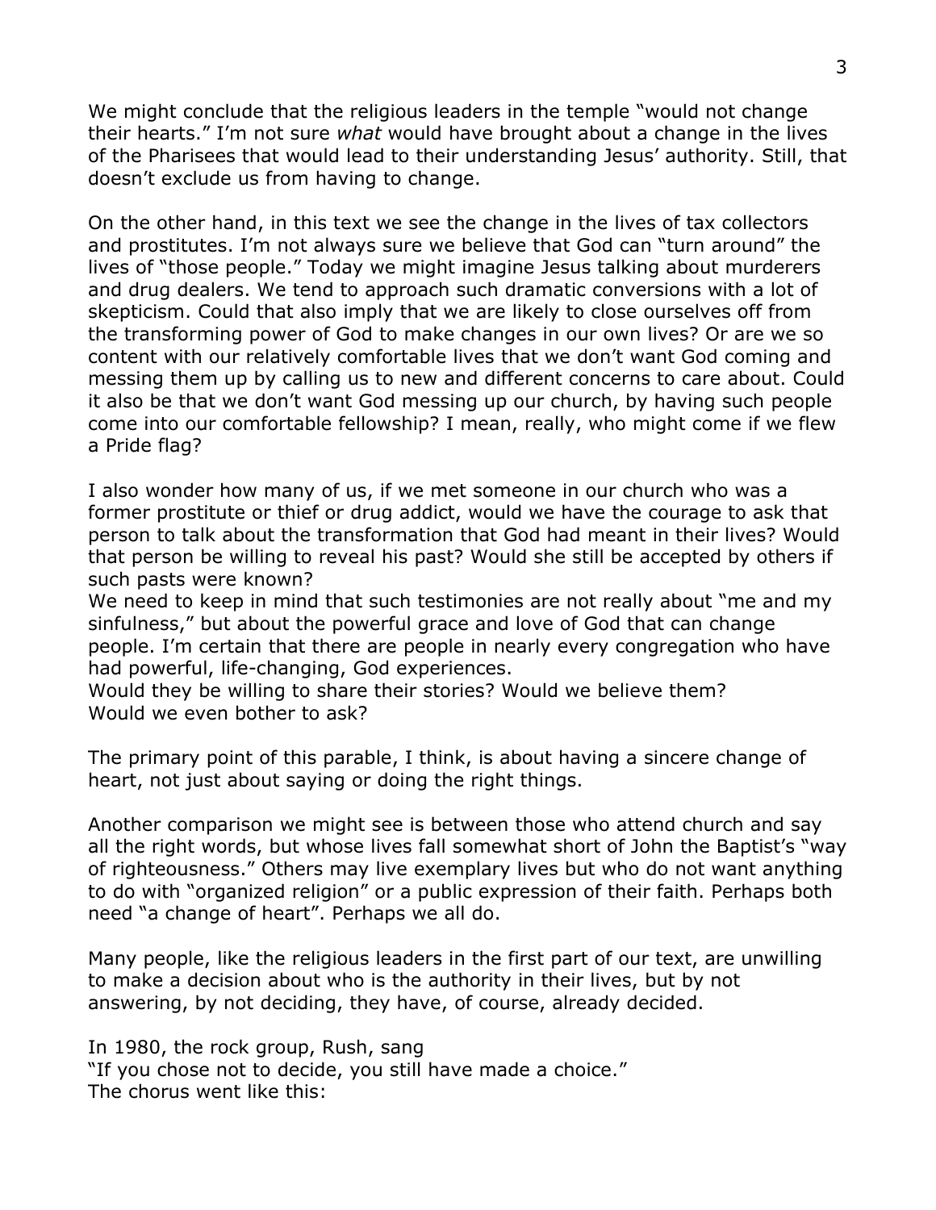We might conclude that the religious leaders in the temple "would not change their hearts." I'm not sure *what* would have brought about a change in the lives of the Pharisees that would lead to their understanding Jesus' authority. Still, that doesn't exclude us from having to change.

On the other hand, in this text we see the change in the lives of tax collectors and prostitutes. I'm not always sure we believe that God can "turn around" the lives of "those people." Today we might imagine Jesus talking about murderers and drug dealers. We tend to approach such dramatic conversions with a lot of skepticism. Could that also imply that we are likely to close ourselves off from the transforming power of God to make changes in our own lives? Or are we so content with our relatively comfortable lives that we don't want God coming and messing them up by calling us to new and different concerns to care about. Could it also be that we don't want God messing up our church, by having such people come into our comfortable fellowship? I mean, really, who might come if we flew a Pride flag?

I also wonder how many of us, if we met someone in our church who was a former prostitute or thief or drug addict, would we have the courage to ask that person to talk about the transformation that God had meant in their lives? Would that person be willing to reveal his past? Would she still be accepted by others if such pasts were known?
We need to keep in mind that such testimonies are not really about "me and my sinfulness," but about the powerful grace and love of God that can change people. I'm certain that there are people in nearly every congregation who have had powerful, life-changing, God experiences.
Would they be willing to share their stories? Would we believe them?
Would we even bother to ask?

The primary point of this parable, I think, is about having a sincere change of heart, not just about saying or doing the right things.

Another comparison we might see is between those who attend church and say all the right words, but whose lives fall somewhat short of John the Baptist's "way of righteousness." Others may live exemplary lives but who do not want anything to do with "organized religion" or a public expression of their faith. Perhaps both need "a change of heart". Perhaps we all do.

Many people, like the religious leaders in the first part of our text, are unwilling to make a decision about who is the authority in their lives, but by not answering, by not deciding, they have, of course, already decided.

In 1980, the rock group, Rush, sang
"If you chose not to decide, you still have made a choice."
The chorus went like this: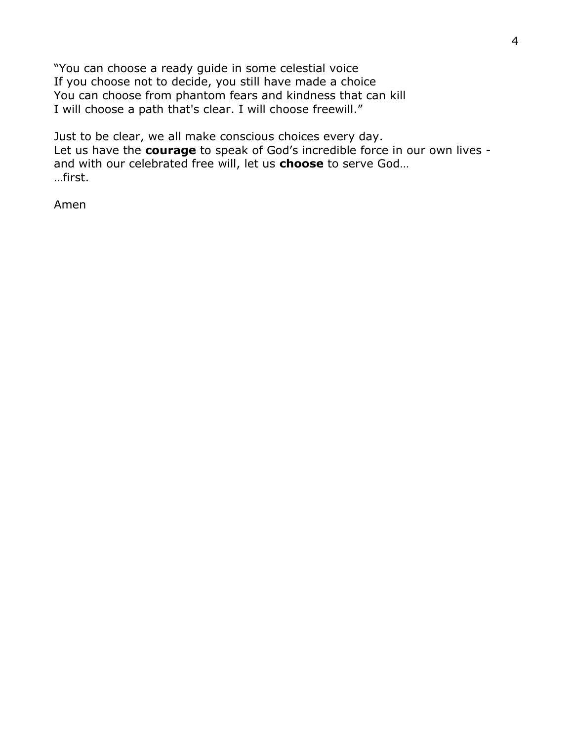"You can choose a ready guide in some celestial voice
If you choose not to decide, you still have made a choice
You can choose from phantom fears and kindness that can kill
I will choose a path that's clear. I will choose freewill."

Just to be clear, we all make conscious choices every day.
Let us have the **courage** to speak of God's incredible force in our own lives - and with our celebrated free will, let us **choose** to serve God…
…first.

Amen